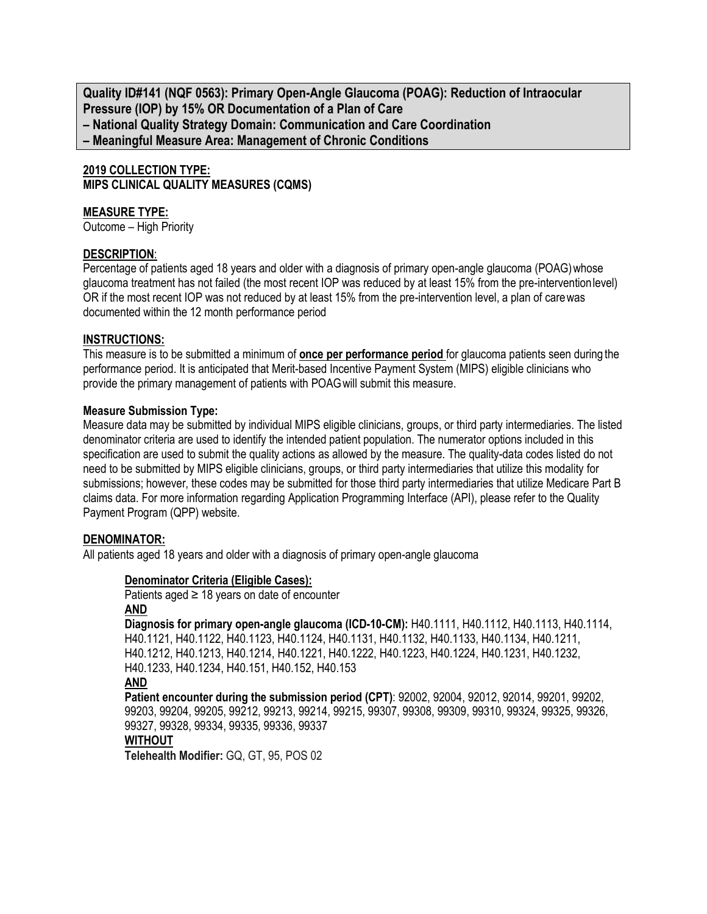**Quality ID#141 (NQF 0563): Primary Open-Angle Glaucoma (POAG): Reduction of Intraocular Pressure (IOP) by 15% OR Documentation of a Plan of Care**
**– National Quality Strategy Domain: Communication and Care Coordination**
**– Meaningful Measure Area: Management of Chronic Conditions**

**2019 COLLECTION TYPE:**
**MIPS CLINICAL QUALITY MEASURES (CQMS)**

**MEASURE TYPE:**
Outcome – High Priority

**DESCRIPTION**:
Percentage of patients aged 18 years and older with a diagnosis of primary open-angle glaucoma (POAG) whose glaucoma treatment has not failed (the most recent IOP was reduced by at least 15% from the pre-intervention level) OR if the most recent IOP was not reduced by at least 15% from the pre-intervention level, a plan of care was documented within the 12 month performance period

**INSTRUCTIONS:**
This measure is to be submitted a minimum of **once per performance period** for glaucoma patients seen during the performance period. It is anticipated that Merit-based Incentive Payment System (MIPS) eligible clinicians who provide the primary management of patients with POAG will submit this measure.

**Measure Submission Type:**
Measure data may be submitted by individual MIPS eligible clinicians, groups, or third party intermediaries. The listed denominator criteria are used to identify the intended patient population. The numerator options included in this specification are used to submit the quality actions as allowed by the measure. The quality-data codes listed do not need to be submitted by MIPS eligible clinicians, groups, or third party intermediaries that utilize this modality for submissions; however, these codes may be submitted for those third party intermediaries that utilize Medicare Part B claims data. For more information regarding Application Programming Interface (API), please refer to the Quality Payment Program (QPP) website.

**DENOMINATOR:**
All patients aged 18 years and older with a diagnosis of primary open-angle glaucoma

**Denominator Criteria (Eligible Cases):**
Patients aged ≥ 18 years on date of encounter
**AND**
**Diagnosis for primary open-angle glaucoma (ICD-10-CM):** H40.1111, H40.1112, H40.1113, H40.1114, H40.1121, H40.1122, H40.1123, H40.1124, H40.1131, H40.1132, H40.1133, H40.1134, H40.1211, H40.1212, H40.1213, H40.1214, H40.1221, H40.1222, H40.1223, H40.1224, H40.1231, H40.1232, H40.1233, H40.1234, H40.151, H40.152, H40.153
**AND**
**Patient encounter during the submission period (CPT)**: 92002, 92004, 92012, 92014, 99201, 99202, 99203, 99204, 99205, 99212, 99213, 99214, 99215, 99307, 99308, 99309, 99310, 99324, 99325, 99326, 99327, 99328, 99334, 99335, 99336, 99337
**WITHOUT**
**Telehealth Modifier:** GQ, GT, 95, POS 02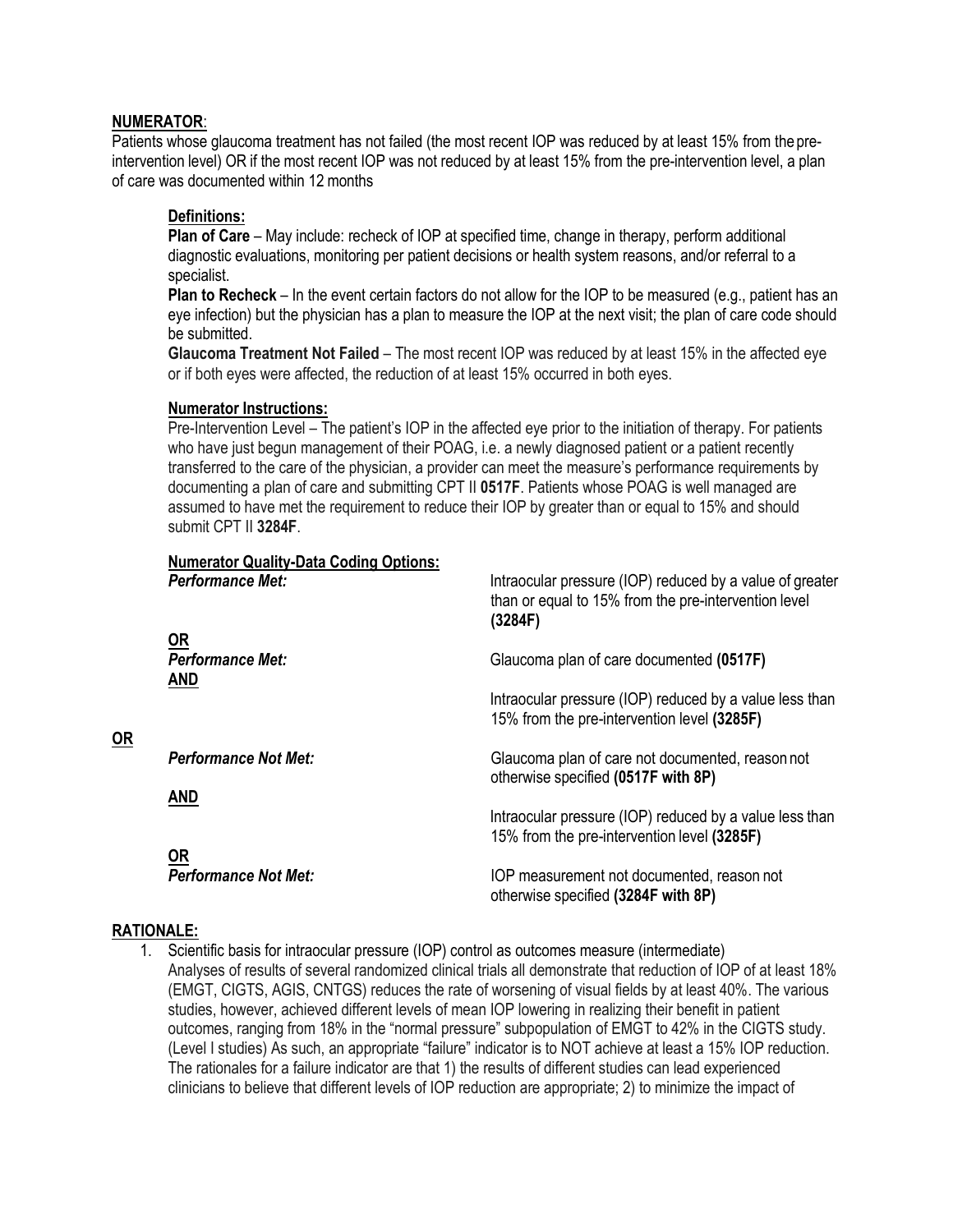**NUMERATOR**:

Patients whose glaucoma treatment has not failed (the most recent IOP was reduced by at least 15% from the pre-intervention level) OR if the most recent IOP was not reduced by at least 15% from the pre-intervention level, a plan of care was documented within 12 months

**Definitions:**

**Plan of Care** – May include: recheck of IOP at specified time, change in therapy, perform additional diagnostic evaluations, monitoring per patient decisions or health system reasons, and/or referral to a specialist.

**Plan to Recheck** – In the event certain factors do not allow for the IOP to be measured (e.g., patient has an eye infection) but the physician has a plan to measure the IOP at the next visit; the plan of care code should be submitted.

**Glaucoma Treatment Not Failed** – The most recent IOP was reduced by at least 15% in the affected eye or if both eyes were affected, the reduction of at least 15% occurred in both eyes.

**Numerator Instructions:**

Pre-Intervention Level – The patient's IOP in the affected eye prior to the initiation of therapy. For patients who have just begun management of their POAG, i.e. a newly diagnosed patient or a patient recently transferred to the care of the physician, a provider can meet the measure's performance requirements by documenting a plan of care and submitting CPT II **0517F**. Patients whose POAG is well managed are assumed to have met the requirement to reduce their IOP by greater than or equal to 15% and should submit CPT II **3284F**.

**Numerator Quality-Data Coding Options:**

*Performance Met:* Intraocular pressure (IOP) reduced by a value of greater than or equal to 15% from the pre-intervention level **(3284F)**

**OR**

*Performance Met:* Glaucoma plan of care documented **(0517F)**

**AND**

Intraocular pressure (IOP) reduced by a value less than 15% from the pre-intervention level **(3285F)**

**OR**

*Performance Not Met:* Glaucoma plan of care not documented, reason not otherwise specified **(0517F with 8P)**

**AND**

Intraocular pressure (IOP) reduced by a value less than 15% from the pre-intervention level **(3285F)**

**OR**

*Performance Not Met:* IOP measurement not documented, reason not otherwise specified **(3284F with 8P)**

**RATIONALE:**

1. Scientific basis for intraocular pressure (IOP) control as outcomes measure (intermediate)
   Analyses of results of several randomized clinical trials all demonstrate that reduction of IOP of at least 18% (EMGT, CIGTS, AGIS, CNTGS) reduces the rate of worsening of visual fields by at least 40%. The various studies, however, achieved different levels of mean IOP lowering in realizing their benefit in patient outcomes, ranging from 18% in the "normal pressure" subpopulation of EMGT to 42% in the CIGTS study. (Level I studies) As such, an appropriate "failure" indicator is to NOT achieve at least a 15% IOP reduction. The rationales for a failure indicator are that 1) the results of different studies can lead experienced clinicians to believe that different levels of IOP reduction are appropriate; 2) to minimize the impact of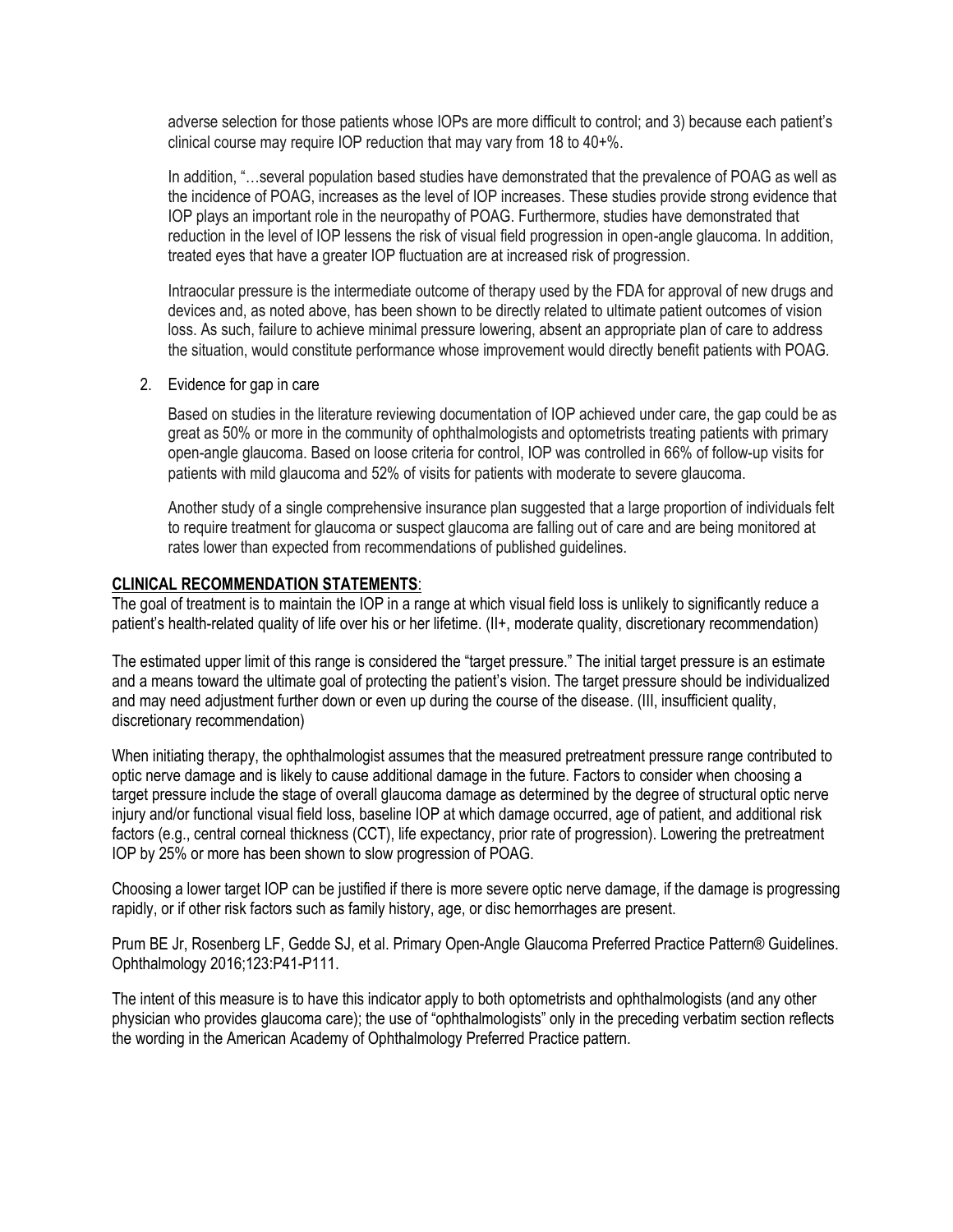adverse selection for those patients whose IOPs are more difficult to control; and 3) because each patient's clinical course may require IOP reduction that may vary from 18 to 40+%.

In addition, "…several population based studies have demonstrated that the prevalence of POAG as well as the incidence of POAG, increases as the level of IOP increases. These studies provide strong evidence that IOP plays an important role in the neuropathy of POAG. Furthermore, studies have demonstrated that reduction in the level of IOP lessens the risk of visual field progression in open-angle glaucoma. In addition, treated eyes that have a greater IOP fluctuation are at increased risk of progression.

Intraocular pressure is the intermediate outcome of therapy used by the FDA for approval of new drugs and devices and, as noted above, has been shown to be directly related to ultimate patient outcomes of vision loss. As such, failure to achieve minimal pressure lowering, absent an appropriate plan of care to address the situation, would constitute performance whose improvement would directly benefit patients with POAG.

2. Evidence for gap in care

   Based on studies in the literature reviewing documentation of IOP achieved under care, the gap could be as great as 50% or more in the community of ophthalmologists and optometrists treating patients with primary open-angle glaucoma. Based on loose criteria for control, IOP was controlled in 66% of follow-up visits for patients with mild glaucoma and 52% of visits for patients with moderate to severe glaucoma.

   Another study of a single comprehensive insurance plan suggested that a large proportion of individuals felt to require treatment for glaucoma or suspect glaucoma are falling out of care and are being monitored at rates lower than expected from recommendations of published guidelines.

**CLINICAL RECOMMENDATION STATEMENTS**:

The goal of treatment is to maintain the IOP in a range at which visual field loss is unlikely to significantly reduce a patient's health-related quality of life over his or her lifetime. (II+, moderate quality, discretionary recommendation)

The estimated upper limit of this range is considered the "target pressure." The initial target pressure is an estimate and a means toward the ultimate goal of protecting the patient's vision. The target pressure should be individualized and may need adjustment further down or even up during the course of the disease. (III, insufficient quality, discretionary recommendation)

When initiating therapy, the ophthalmologist assumes that the measured pretreatment pressure range contributed to optic nerve damage and is likely to cause additional damage in the future. Factors to consider when choosing a target pressure include the stage of overall glaucoma damage as determined by the degree of structural optic nerve injury and/or functional visual field loss, baseline IOP at which damage occurred, age of patient, and additional risk factors (e.g., central corneal thickness (CCT), life expectancy, prior rate of progression). Lowering the pretreatment IOP by 25% or more has been shown to slow progression of POAG.

Choosing a lower target IOP can be justified if there is more severe optic nerve damage, if the damage is progressing rapidly, or if other risk factors such as family history, age, or disc hemorrhages are present.

Prum BE Jr, Rosenberg LF, Gedde SJ, et al. Primary Open-Angle Glaucoma Preferred Practice Pattern® Guidelines. Ophthalmology 2016;123:P41-P111.

The intent of this measure is to have this indicator apply to both optometrists and ophthalmologists (and any other physician who provides glaucoma care); the use of "ophthalmologists" only in the preceding verbatim section reflects the wording in the American Academy of Ophthalmology Preferred Practice pattern.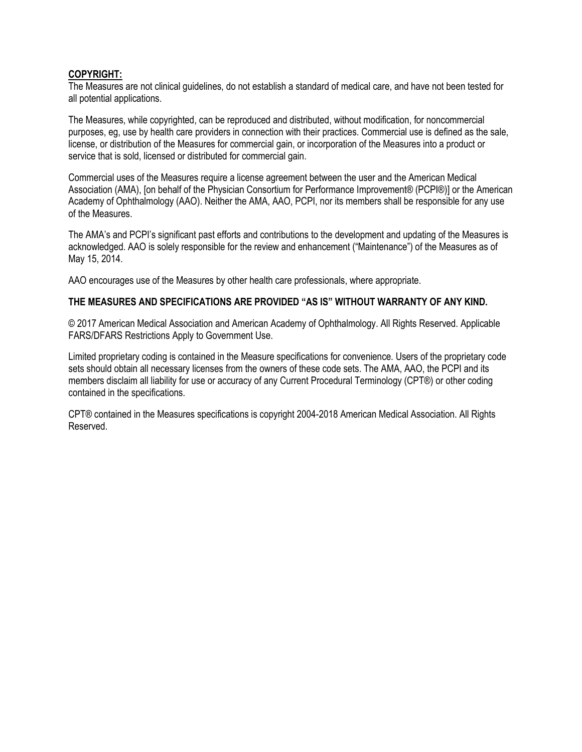**COPYRIGHT:**

The Measures are not clinical guidelines, do not establish a standard of medical care, and have not been tested for all potential applications.

The Measures, while copyrighted, can be reproduced and distributed, without modification, for noncommercial purposes, eg, use by health care providers in connection with their practices. Commercial use is defined as the sale, license, or distribution of the Measures for commercial gain, or incorporation of the Measures into a product or service that is sold, licensed or distributed for commercial gain.

Commercial uses of the Measures require a license agreement between the user and the American Medical Association (AMA), [on behalf of the Physician Consortium for Performance Improvement® (PCPI®)] or the American Academy of Ophthalmology (AAO). Neither the AMA, AAO, PCPI, nor its members shall be responsible for any use of the Measures.

The AMA's and PCPI's significant past efforts and contributions to the development and updating of the Measures is acknowledged. AAO is solely responsible for the review and enhancement ("Maintenance") of the Measures as of May 15, 2014.

AAO encourages use of the Measures by other health care professionals, where appropriate.

**THE MEASURES AND SPECIFICATIONS ARE PROVIDED "AS IS" WITHOUT WARRANTY OF ANY KIND.**

© 2017 American Medical Association and American Academy of Ophthalmology. All Rights Reserved. Applicable FARS/DFARS Restrictions Apply to Government Use.

Limited proprietary coding is contained in the Measure specifications for convenience. Users of the proprietary code sets should obtain all necessary licenses from the owners of these code sets. The AMA, AAO, the PCPI and its members disclaim all liability for use or accuracy of any Current Procedural Terminology (CPT®) or other coding contained in the specifications.

CPT® contained in the Measures specifications is copyright 2004-2018 American Medical Association. All Rights Reserved.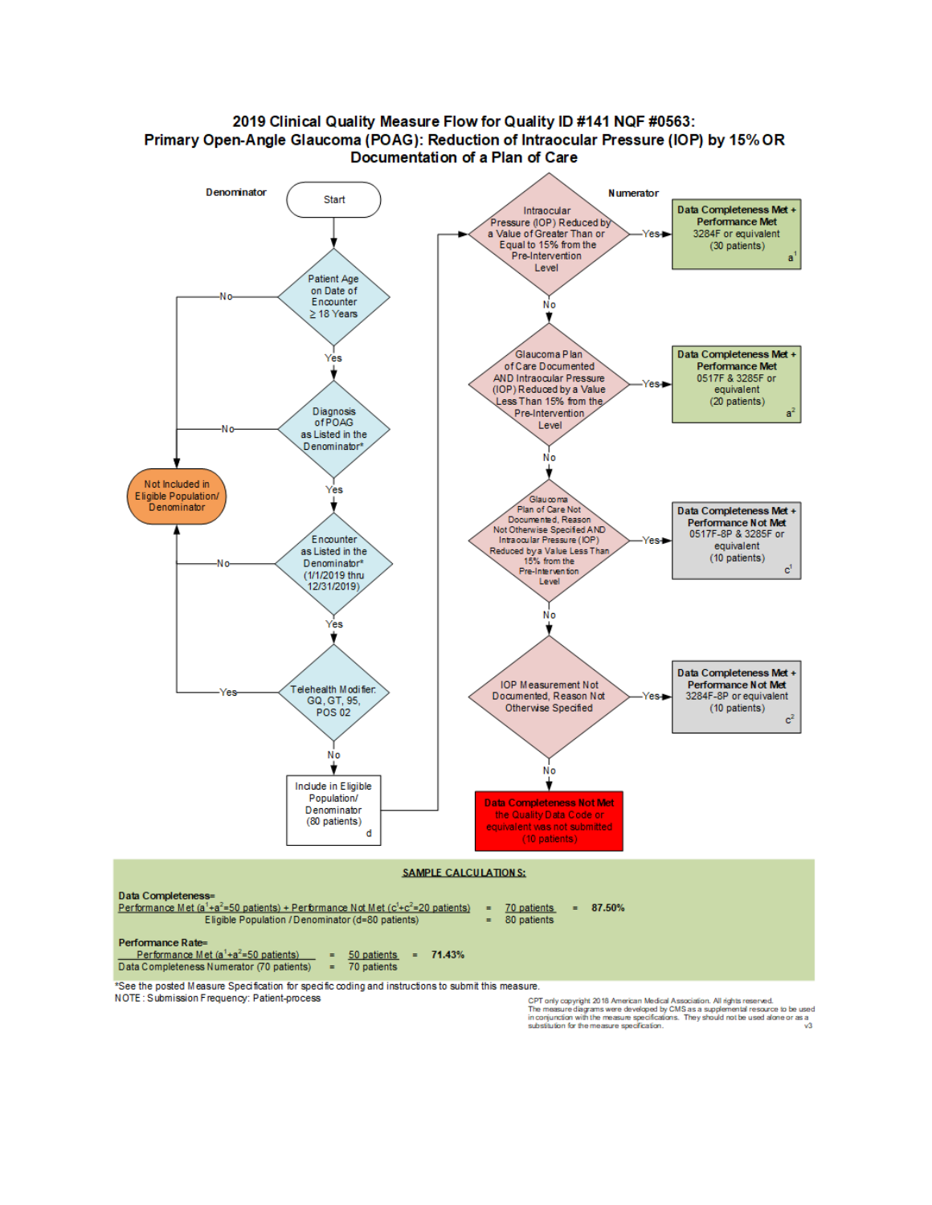# 2019 Clinical Quality Measure Flow for Quality ID #141 NQF #0563: Primary Open-Angle Glaucoma (POAG): Reduction of Intraocular Pressure (IOP) by 15% OR Documentation of a Plan of Care

**Denominator**

Start

Patient Age on Date of Encounter ≥ 18 Years — No → Not Included in Eligible Population/ Denominator; Yes ↓

Diagnosis of POAG as Listed in the Denominator* — No → Not Included in Eligible Population/ Denominator; Yes ↓

Encounter as Listed in the Denominator* (1/1/2019 thru 12/31/2019) — No → Not Included in Eligible Population/ Denominator; Yes ↓

Telehealth Modifier: GQ, GT, 95, POS 02 — Yes → Not Included in Eligible Population/ Denominator; No ↓

Include in Eligible Population/ Denominator (80 patients) d

**Numerator**

Intraocular Pressure (IOP) Reduced by a Value of Greater Than or Equal to 15% from the Pre-Intervention Level — Yes → **Data Completeness Met + Performance Met** 3284F or equivalent (30 patients) $a^1$; No ↓

Glaucoma Plan of Care Documented AND Intraocular Pressure (IOP) Reduced by a Value Less Than 15% from the Pre-Intervention Level — Yes → **Data Completeness Met + Performance Met** 0517F & 3285F or equivalent (20 patients) $a^2$; No ↓

Glaucoma Plan of Care Not Documented, Reason Not Otherwise Specified AND Intraocular Pressure (IOP) Reduced by a Value Less Than 15% from the Pre-Intervention Level — Yes → **Data Completeness Met + Performance Not Met** 0517F-8P & 3285F or equivalent (10 patients) $c^1$; No ↓

IOP Measurement Not Documented, Reason Not Otherwise Specified — Yes → **Data Completeness Met + Performance Not Met** 3284F-8P or equivalent (10 patients) $c^2$; No ↓

Data Completeness Not Met the Quality Data Code or equivalent was not submitted (10 patients)

**SAMPLE CALCULATIONS:**

**Data Completeness=**

$$\frac{\text{Performance Met } (a^1+a^2=50 \text{ patients}) + \text{Performance Not Met } (c^1+c^2=20 \text{ patients})}{\text{Eligible Population / Denominator } (d=80 \text{ patients})} = \frac{70 \text{ patients}}{80 \text{ patients}} = \mathbf{87.50\%}$$

**Performance Rate=**

$$\frac{\text{Performance Met } (a^1+a^2=50 \text{ patients})}{\text{Data Completeness Numerator } (70 \text{ patients})} = \frac{50 \text{ patients}}{70 \text{ patients}} = \mathbf{71.43\%}$$

*See the posted Measure Specification for specific coding and instructions to submit this measure.

NOTE: Submission Frequency: Patient-process

CPT only copyright 2018 American Medical Association. All rights reserved.
The measure diagrams were developed by CMS as a supplemental resource to be used in conjunction with the measure specifications. They should not be used alone or as a substitution for the measure specification.
v3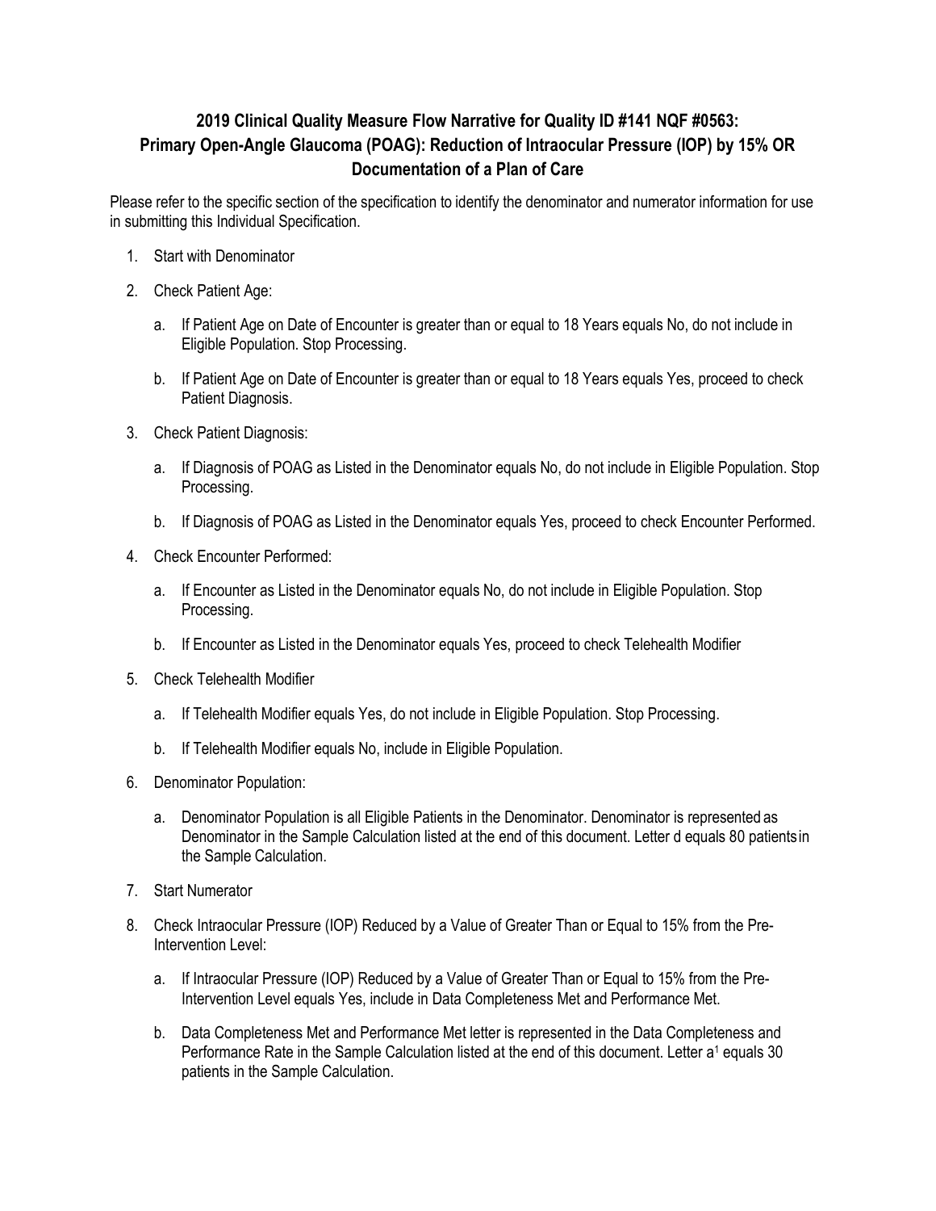## 2019 Clinical Quality Measure Flow Narrative for Quality ID #141 NQF #0563: Primary Open-Angle Glaucoma (POAG): Reduction of Intraocular Pressure (IOP) by 15% OR Documentation of a Plan of Care

Please refer to the specific section of the specification to identify the denominator and numerator information for use in submitting this Individual Specification.

1. Start with Denominator
2. Check Patient Age:
   a. If Patient Age on Date of Encounter is greater than or equal to 18 Years equals No, do not include in Eligible Population. Stop Processing.
   b. If Patient Age on Date of Encounter is greater than or equal to 18 Years equals Yes, proceed to check Patient Diagnosis.
3. Check Patient Diagnosis:
   a. If Diagnosis of POAG as Listed in the Denominator equals No, do not include in Eligible Population. Stop Processing.
   b. If Diagnosis of POAG as Listed in the Denominator equals Yes, proceed to check Encounter Performed.
4. Check Encounter Performed:
   a. If Encounter as Listed in the Denominator equals No, do not include in Eligible Population. Stop Processing.
   b. If Encounter as Listed in the Denominator equals Yes, proceed to check Telehealth Modifier
5. Check Telehealth Modifier
   a. If Telehealth Modifier equals Yes, do not include in Eligible Population. Stop Processing.
   b. If Telehealth Modifier equals No, include in Eligible Population.
6. Denominator Population:
   a. Denominator Population is all Eligible Patients in the Denominator. Denominator is represented as Denominator in the Sample Calculation listed at the end of this document. Letter d equals 80 patients in the Sample Calculation.
7. Start Numerator
8. Check Intraocular Pressure (IOP) Reduced by a Value of Greater Than or Equal to 15% from the Pre-Intervention Level:
   a. If Intraocular Pressure (IOP) Reduced by a Value of Greater Than or Equal to 15% from the Pre-Intervention Level equals Yes, include in Data Completeness Met and Performance Met.
   b. Data Completeness Met and Performance Met letter is represented in the Data Completeness and Performance Rate in the Sample Calculation listed at the end of this document. Letter $a^1$ equals 30 patients in the Sample Calculation.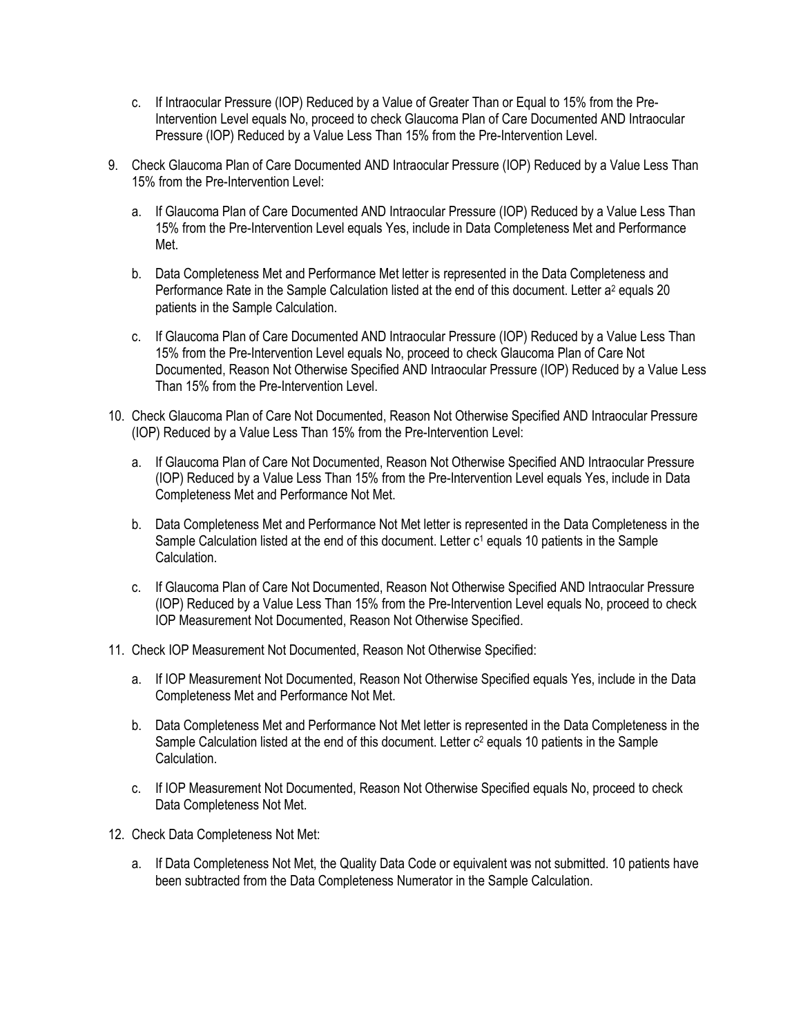c. If Intraocular Pressure (IOP) Reduced by a Value of Greater Than or Equal to 15% from the Pre-Intervention Level equals No, proceed to check Glaucoma Plan of Care Documented AND Intraocular Pressure (IOP) Reduced by a Value Less Than 15% from the Pre-Intervention Level.

9. Check Glaucoma Plan of Care Documented AND Intraocular Pressure (IOP) Reduced by a Value Less Than 15% from the Pre-Intervention Level:

    a. If Glaucoma Plan of Care Documented AND Intraocular Pressure (IOP) Reduced by a Value Less Than 15% from the Pre-Intervention Level equals Yes, include in Data Completeness Met and Performance Met.

    b. Data Completeness Met and Performance Met letter is represented in the Data Completeness and Performance Rate in the Sample Calculation listed at the end of this document. Letter $a^2$ equals 20 patients in the Sample Calculation.

    c. If Glaucoma Plan of Care Documented AND Intraocular Pressure (IOP) Reduced by a Value Less Than 15% from the Pre-Intervention Level equals No, proceed to check Glaucoma Plan of Care Not Documented, Reason Not Otherwise Specified AND Intraocular Pressure (IOP) Reduced by a Value Less Than 15% from the Pre-Intervention Level.

10. Check Glaucoma Plan of Care Not Documented, Reason Not Otherwise Specified AND Intraocular Pressure (IOP) Reduced by a Value Less Than 15% from the Pre-Intervention Level:

    a. If Glaucoma Plan of Care Not Documented, Reason Not Otherwise Specified AND Intraocular Pressure (IOP) Reduced by a Value Less Than 15% from the Pre-Intervention Level equals Yes, include in Data Completeness Met and Performance Not Met.

    b. Data Completeness Met and Performance Not Met letter is represented in the Data Completeness in the Sample Calculation listed at the end of this document. Letter $c^1$ equals 10 patients in the Sample Calculation.

    c. If Glaucoma Plan of Care Not Documented, Reason Not Otherwise Specified AND Intraocular Pressure (IOP) Reduced by a Value Less Than 15% from the Pre-Intervention Level equals No, proceed to check IOP Measurement Not Documented, Reason Not Otherwise Specified.

11. Check IOP Measurement Not Documented, Reason Not Otherwise Specified:

    a. If IOP Measurement Not Documented, Reason Not Otherwise Specified equals Yes, include in the Data Completeness Met and Performance Not Met.

    b. Data Completeness Met and Performance Not Met letter is represented in the Data Completeness in the Sample Calculation listed at the end of this document. Letter $c^2$ equals 10 patients in the Sample Calculation.

    c. If IOP Measurement Not Documented, Reason Not Otherwise Specified equals No, proceed to check Data Completeness Not Met.

12. Check Data Completeness Not Met:

    a. If Data Completeness Not Met, the Quality Data Code or equivalent was not submitted. 10 patients have been subtracted from the Data Completeness Numerator in the Sample Calculation.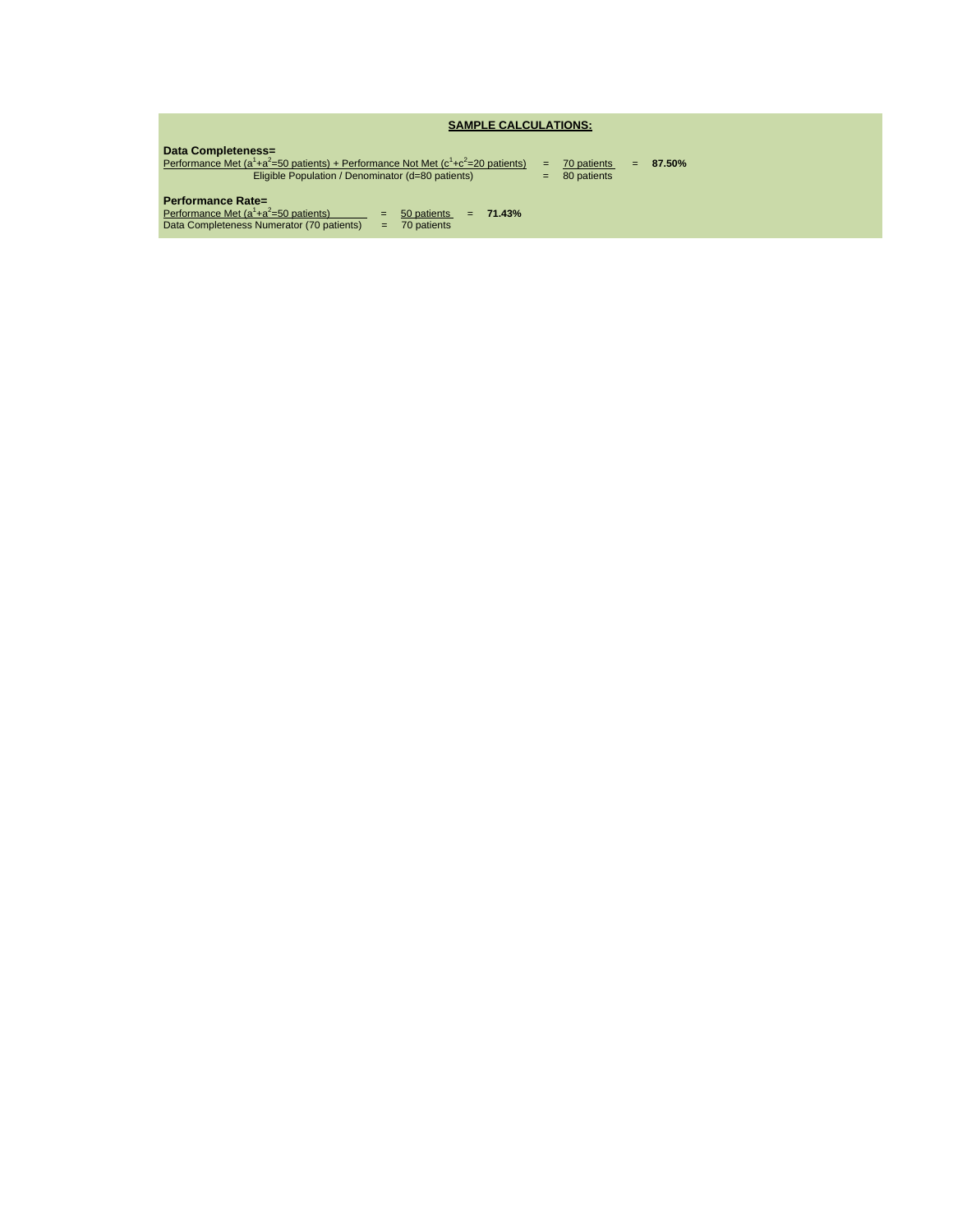## SAMPLE CALCULATIONS:

**Data Completeness=**

$$\frac{\text{Performance Met } (a^1+a^2=50 \text{ patients}) + \text{Performance Not Met } (c^1+c^2=20 \text{ patients})}{\text{Eligible Population / Denominator } (d=80 \text{ patients})} = \frac{70 \text{ patients}}{80 \text{ patients}} = \mathbf{87.50\%}$$

**Performance Rate=**

$$\frac{\text{Performance Met } (a^1+a^2=50 \text{ patients})}{\text{Data Completeness Numerator } (70 \text{ patients})} = \frac{50 \text{ patients}}{70 \text{ patients}} = \mathbf{71.43\%}$$